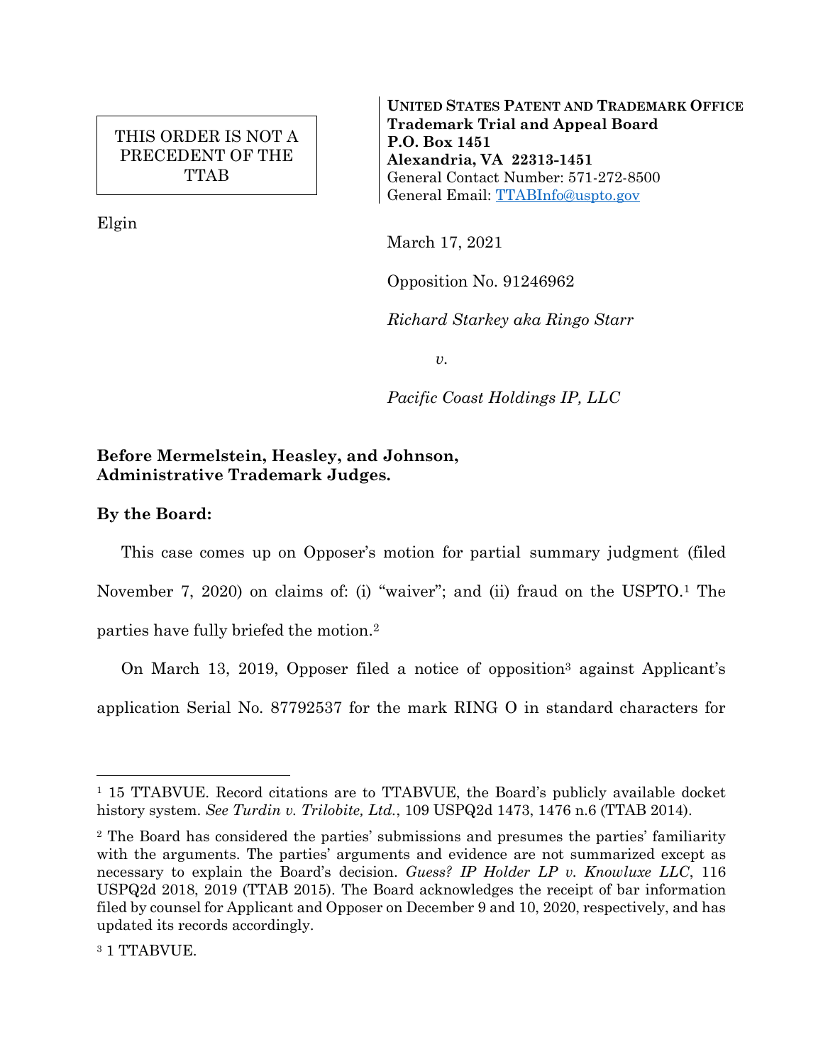THIS ORDER IS NOT A PRECEDENT OF THE TTAB

**UNITED STATES PATENT AND TRADEMARK OFFICE**
**Trademark Trial and Appeal Board**
**P.O. Box 1451**
**Alexandria, VA 22313-1451**
General Contact Number: 571-272-8500
General Email: TTABInfo@uspto.gov

Elgin

March 17, 2021

Opposition No. 91246962

*Richard Starkey aka Ringo Starr*

*v.*

*Pacific Coast Holdings IP, LLC*

**Before Mermelstein, Heasley, and Johnson, Administrative Trademark Judges.**

**By the Board:**

This case comes up on Opposer's motion for partial summary judgment (filed November 7, 2020) on claims of: (i) "waiver"; and (ii) fraud on the USPTO.[1] The parties have fully briefed the motion.[2]

On March 13, 2019, Opposer filed a notice of opposition[3] against Applicant's application Serial No. 87792537 for the mark RING O in standard characters for

---

[1] 15 TTABVUE. Record citations are to TTABVUE, the Board's publicly available docket history system. *See Turdin v. Trilobite, Ltd.*, 109 USPQ2d 1473, 1476 n.6 (TTAB 2014).

[2] The Board has considered the parties' submissions and presumes the parties' familiarity with the arguments. The parties' arguments and evidence are not summarized except as necessary to explain the Board's decision. *Guess? IP Holder LP v. Knowluxe LLC*, 116 USPQ2d 2018, 2019 (TTAB 2015). The Board acknowledges the receipt of bar information filed by counsel for Applicant and Opposer on December 9 and 10, 2020, respectively, and has updated its records accordingly.

[3] 1 TTABVUE.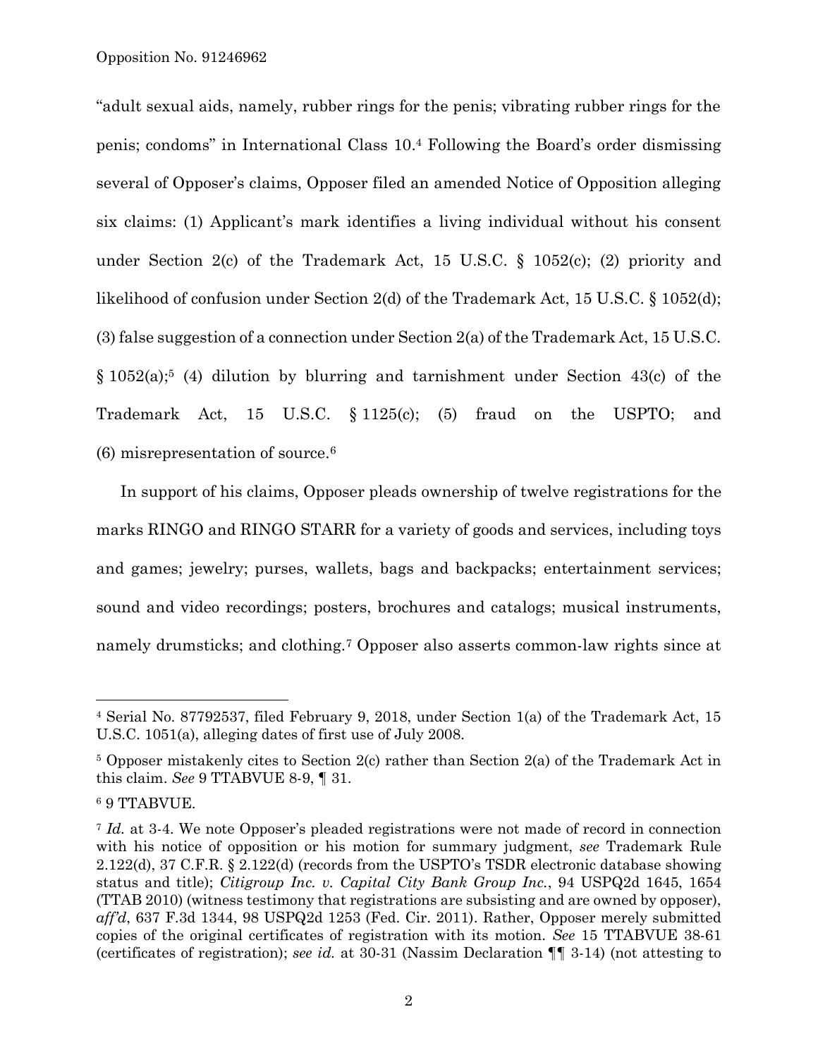"adult sexual aids, namely, rubber rings for the penis; vibrating rubber rings for the penis; condoms" in International Class 10.[4] Following the Board's order dismissing several of Opposer's claims, Opposer filed an amended Notice of Opposition alleging six claims: (1) Applicant's mark identifies a living individual without his consent under Section 2(c) of the Trademark Act, 15 U.S.C. § 1052(c); (2) priority and likelihood of confusion under Section 2(d) of the Trademark Act, 15 U.S.C. § 1052(d); (3) false suggestion of a connection under Section 2(a) of the Trademark Act, 15 U.S.C. § 1052(a);[5] (4) dilution by blurring and tarnishment under Section 43(c) of the Trademark Act, 15 U.S.C. § 1125(c); (5) fraud on the USPTO; and (6) misrepresentation of source.[6]

In support of his claims, Opposer pleads ownership of twelve registrations for the marks RINGO and RINGO STARR for a variety of goods and services, including toys and games; jewelry; purses, wallets, bags and backpacks; entertainment services; sound and video recordings; posters, brochures and catalogs; musical instruments, namely drumsticks; and clothing.[7] Opposer also asserts common-law rights since at

---

[4] Serial No. 87792537, filed February 9, 2018, under Section 1(a) of the Trademark Act, 15 U.S.C. 1051(a), alleging dates of first use of July 2008.

[5] Opposer mistakenly cites to Section 2(c) rather than Section 2(a) of the Trademark Act in this claim. *See* 9 TTABVUE 8-9, ¶ 31.

[6] 9 TTABVUE.

[7] *Id.* at 3-4. We note Opposer's pleaded registrations were not made of record in connection with his notice of opposition or his motion for summary judgment, *see* Trademark Rule 2.122(d), 37 C.F.R. § 2.122(d) (records from the USPTO's TSDR electronic database showing status and title); *Citigroup Inc. v. Capital City Bank Group Inc.*, 94 USPQ2d 1645, 1654 (TTAB 2010) (witness testimony that registrations are subsisting and are owned by opposer), *aff'd*, 637 F.3d 1344, 98 USPQ2d 1253 (Fed. Cir. 2011). Rather, Opposer merely submitted copies of the original certificates of registration with its motion. *See* 15 TTABVUE 38-61 (certificates of registration); *see id.* at 30-31 (Nassim Declaration ¶¶ 3-14) (not attesting to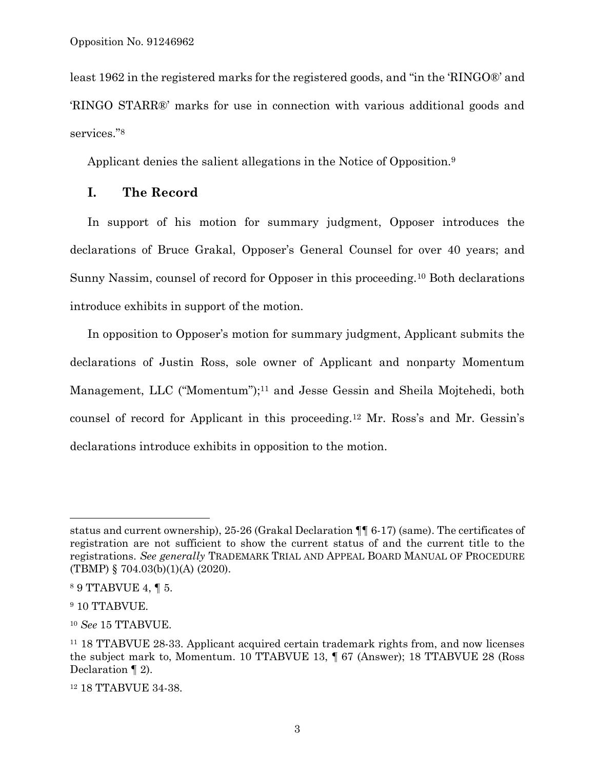least 1962 in the registered marks for the registered goods, and "in the 'RINGO®' and 'RINGO STARR®' marks for use in connection with various additional goods and services."[8]

Applicant denies the salient allegations in the Notice of Opposition.[9]

## I. The Record

In support of his motion for summary judgment, Opposer introduces the declarations of Bruce Grakal, Opposer's General Counsel for over 40 years; and Sunny Nassim, counsel of record for Opposer in this proceeding.[10] Both declarations introduce exhibits in support of the motion.

In opposition to Opposer's motion for summary judgment, Applicant submits the declarations of Justin Ross, sole owner of Applicant and nonparty Momentum Management, LLC ("Momentum");[11] and Jesse Gessin and Sheila Mojtehedi, both counsel of record for Applicant in this proceeding.[12] Mr. Ross's and Mr. Gessin's declarations introduce exhibits in opposition to the motion.

---

status and current ownership), 25-26 (Grakal Declaration ¶¶ 6-17) (same). The certificates of registration are not sufficient to show the current status of and the current title to the registrations. *See generally* TRADEMARK TRIAL AND APPEAL BOARD MANUAL OF PROCEDURE (TBMP) § 704.03(b)(1)(A) (2020).

[8] 9 TTABVUE 4, ¶ 5.

[9] 10 TTABVUE.

[10] *See* 15 TTABVUE.

[11] 18 TTABVUE 28-33. Applicant acquired certain trademark rights from, and now licenses the subject mark to, Momentum. 10 TTABVUE 13, ¶ 67 (Answer); 18 TTABVUE 28 (Ross Declaration ¶ 2).

[12] 18 TTABVUE 34-38.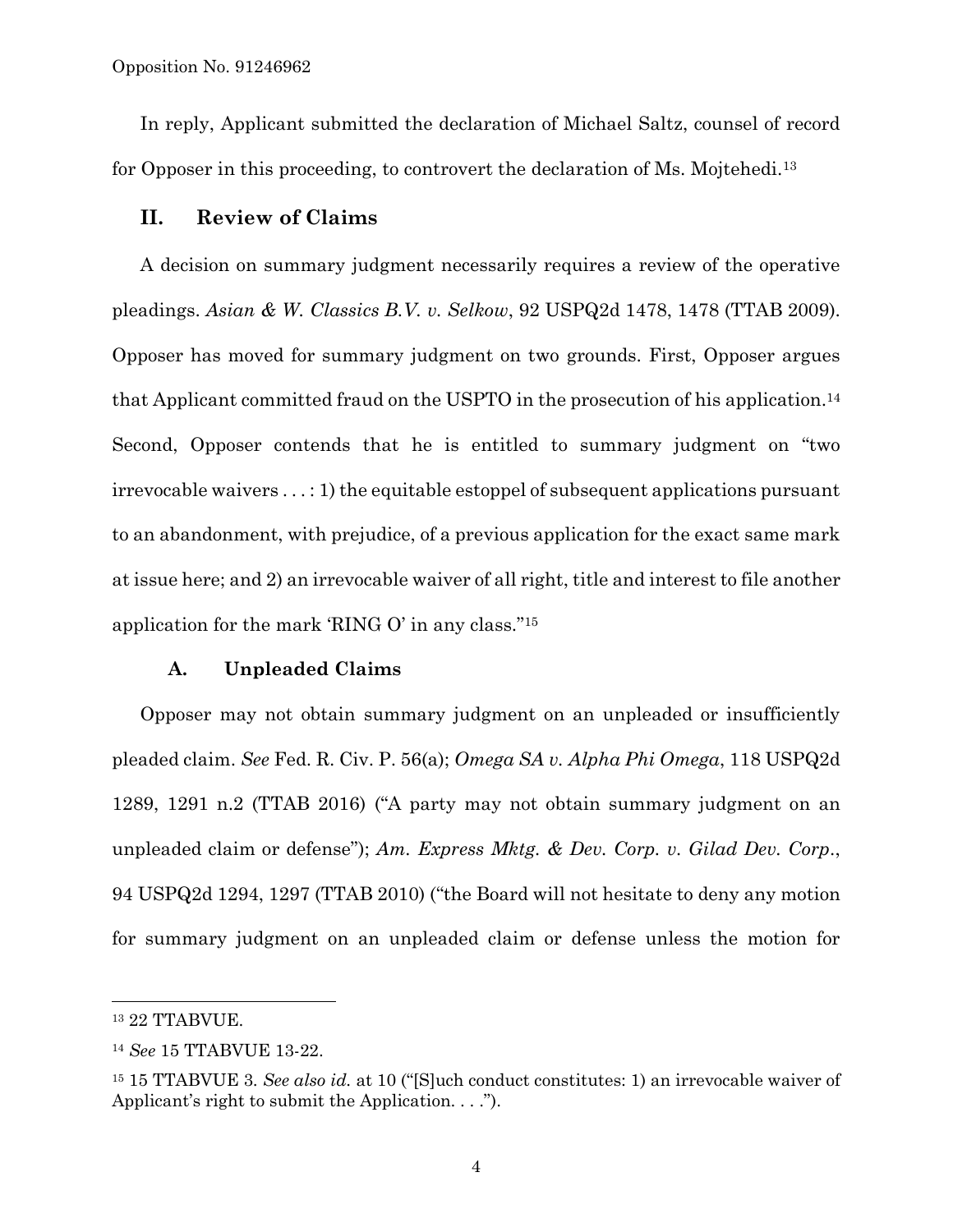In reply, Applicant submitted the declaration of Michael Saltz, counsel of record for Opposer in this proceeding, to controvert the declaration of Ms. Mojtehedi.[13]

## II. Review of Claims

A decision on summary judgment necessarily requires a review of the operative pleadings. *Asian & W. Classics B.V. v. Selkow*, 92 USPQ2d 1478, 1478 (TTAB 2009). Opposer has moved for summary judgment on two grounds. First, Opposer argues that Applicant committed fraud on the USPTO in the prosecution of his application.[14] Second, Opposer contends that he is entitled to summary judgment on "two irrevocable waivers . . . : 1) the equitable estoppel of subsequent applications pursuant to an abandonment, with prejudice, of a previous application for the exact same mark at issue here; and 2) an irrevocable waiver of all right, title and interest to file another application for the mark 'RING O' in any class."[15]

### A. Unpleaded Claims

Opposer may not obtain summary judgment on an unpleaded or insufficiently pleaded claim. *See* Fed. R. Civ. P. 56(a); *Omega SA v. Alpha Phi Omega*, 118 USPQ2d 1289, 1291 n.2 (TTAB 2016) ("A party may not obtain summary judgment on an unpleaded claim or defense"); *Am. Express Mktg. & Dev. Corp. v. Gilad Dev. Corp.*, 94 USPQ2d 1294, 1297 (TTAB 2010) ("the Board will not hesitate to deny any motion for summary judgment on an unpleaded claim or defense unless the motion for

---

[13] 22 TTABVUE.

[14] *See* 15 TTABVUE 13-22.

[15] 15 TTABVUE 3. *See also id.* at 10 ("[S]uch conduct constitutes: 1) an irrevocable waiver of Applicant's right to submit the Application. . . .").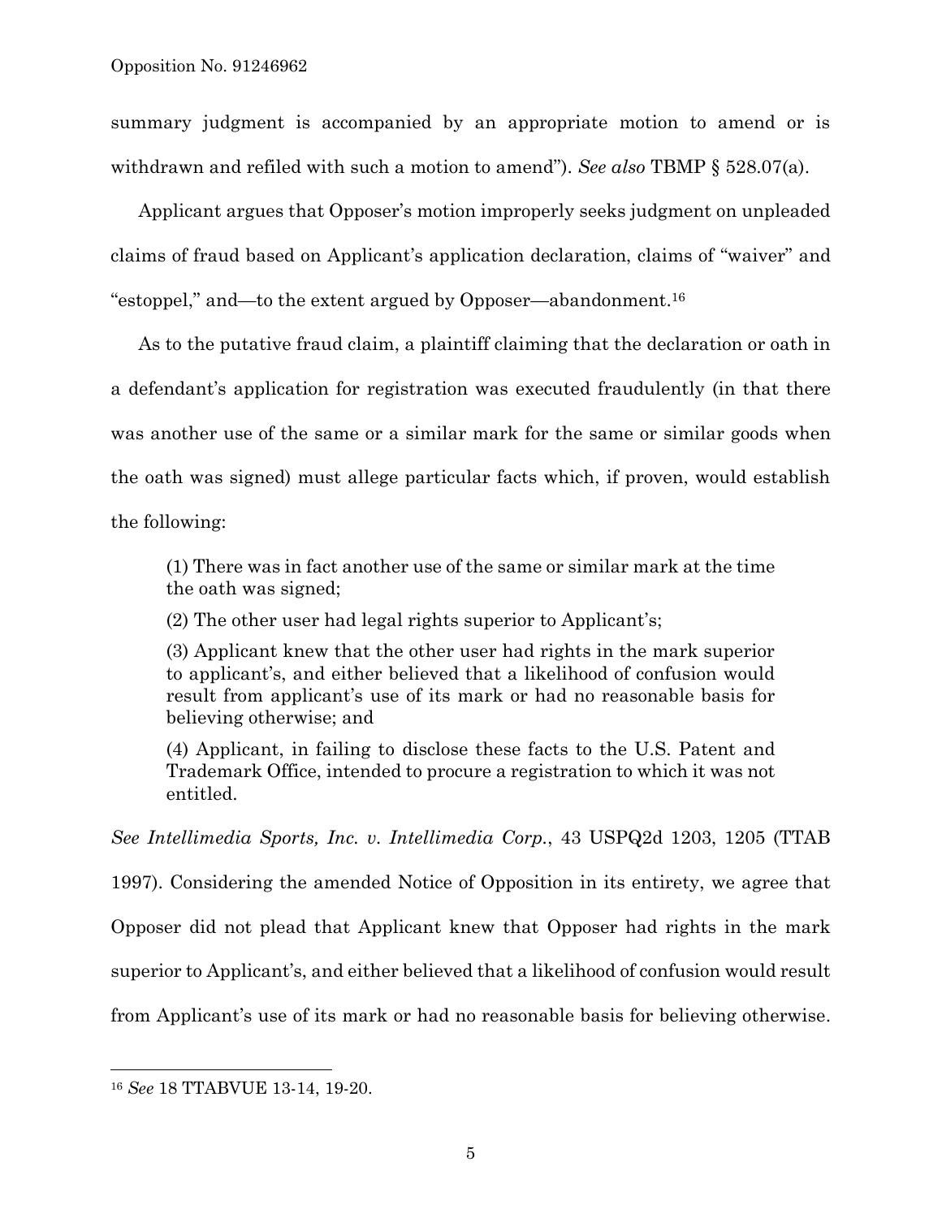summary judgment is accompanied by an appropriate motion to amend or is withdrawn and refiled with such a motion to amend"). *See also* TBMP § 528.07(a).

Applicant argues that Opposer's motion improperly seeks judgment on unpleaded claims of fraud based on Applicant's application declaration, claims of "waiver" and "estoppel," and—to the extent argued by Opposer—abandonment.[16]

As to the putative fraud claim, a plaintiff claiming that the declaration or oath in a defendant's application for registration was executed fraudulently (in that there was another use of the same or a similar mark for the same or similar goods when the oath was signed) must allege particular facts which, if proven, would establish the following:

> (1) There was in fact another use of the same or similar mark at the time the oath was signed;
>
> (2) The other user had legal rights superior to Applicant's;
>
> (3) Applicant knew that the other user had rights in the mark superior to applicant's, and either believed that a likelihood of confusion would result from applicant's use of its mark or had no reasonable basis for believing otherwise; and
>
> (4) Applicant, in failing to disclose these facts to the U.S. Patent and Trademark Office, intended to procure a registration to which it was not entitled.

*See Intellimedia Sports, Inc. v. Intellimedia Corp.*, 43 USPQ2d 1203, 1205 (TTAB 1997). Considering the amended Notice of Opposition in its entirety, we agree that Opposer did not plead that Applicant knew that Opposer had rights in the mark superior to Applicant's, and either believed that a likelihood of confusion would result from Applicant's use of its mark or had no reasonable basis for believing otherwise.

---

[16] *See* 18 TTABVUE 13-14, 19-20.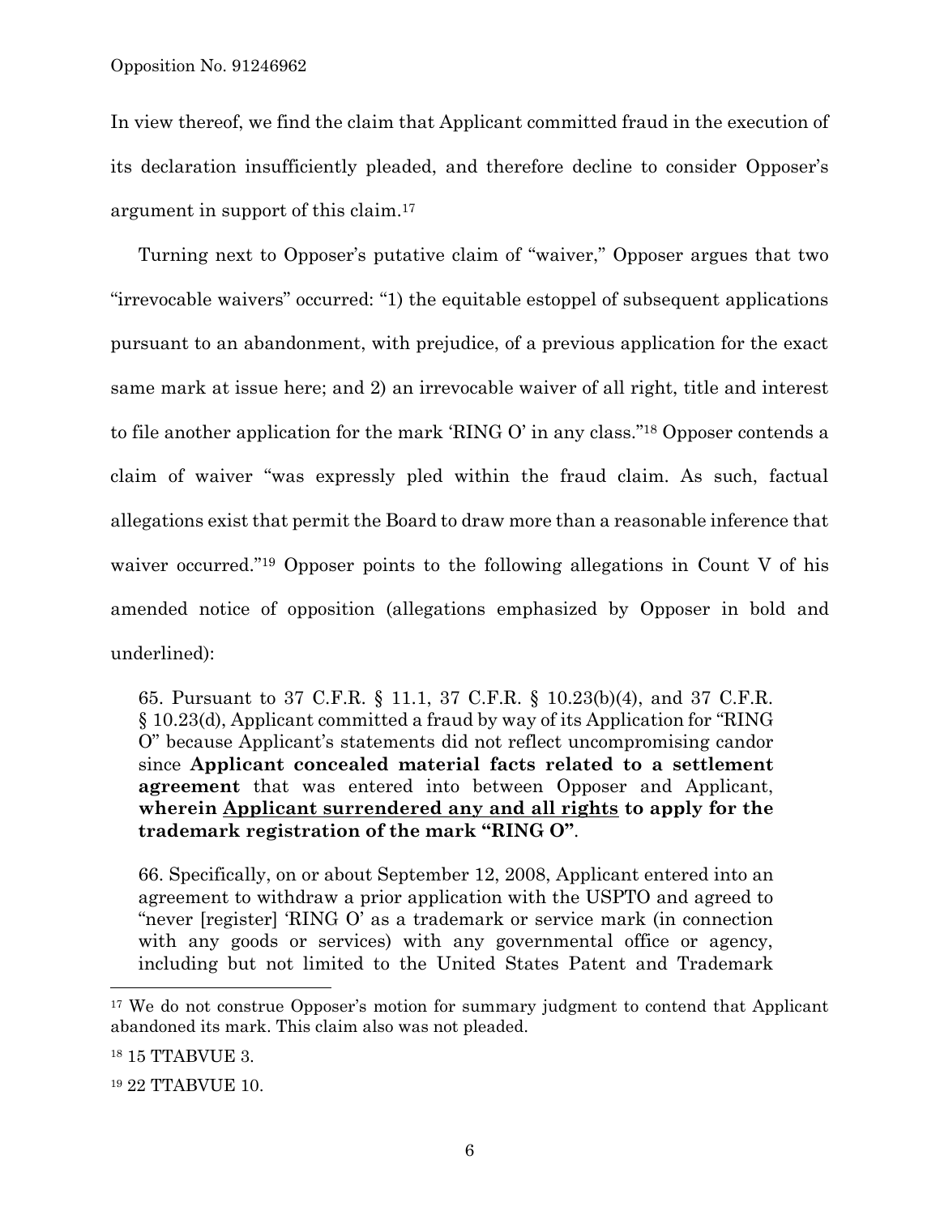In view thereof, we find the claim that Applicant committed fraud in the execution of its declaration insufficiently pleaded, and therefore decline to consider Opposer's argument in support of this claim.[17]

Turning next to Opposer's putative claim of "waiver," Opposer argues that two "irrevocable waivers" occurred: "1) the equitable estoppel of subsequent applications pursuant to an abandonment, with prejudice, of a previous application for the exact same mark at issue here; and 2) an irrevocable waiver of all right, title and interest to file another application for the mark 'RING O' in any class."[18] Opposer contends a claim of waiver "was expressly pled within the fraud claim. As such, factual allegations exist that permit the Board to draw more than a reasonable inference that waiver occurred."[19] Opposer points to the following allegations in Count V of his amended notice of opposition (allegations emphasized by Opposer in bold and underlined):

> 65. Pursuant to 37 C.F.R. § 11.1, 37 C.F.R. § 10.23(b)(4), and 37 C.F.R. § 10.23(d), Applicant committed a fraud by way of its Application for "RING O" because Applicant's statements did not reflect uncompromising candor since **Applicant concealed material facts related to a settlement agreement** that was entered into between Opposer and Applicant, **wherein <u>Applicant surrendered any and all rights</u> to apply for the trademark registration of the mark "RING O"**.
>
> 66. Specifically, on or about September 12, 2008, Applicant entered into an agreement to withdraw a prior application with the USPTO and agreed to "never [register] 'RING O' as a trademark or service mark (in connection with any goods or services) with any governmental office or agency, including but not limited to the United States Patent and Trademark

---

[17] We do not construe Opposer's motion for summary judgment to contend that Applicant abandoned its mark. This claim also was not pleaded.

[18] 15 TTABVUE 3.

[19] 22 TTABVUE 10.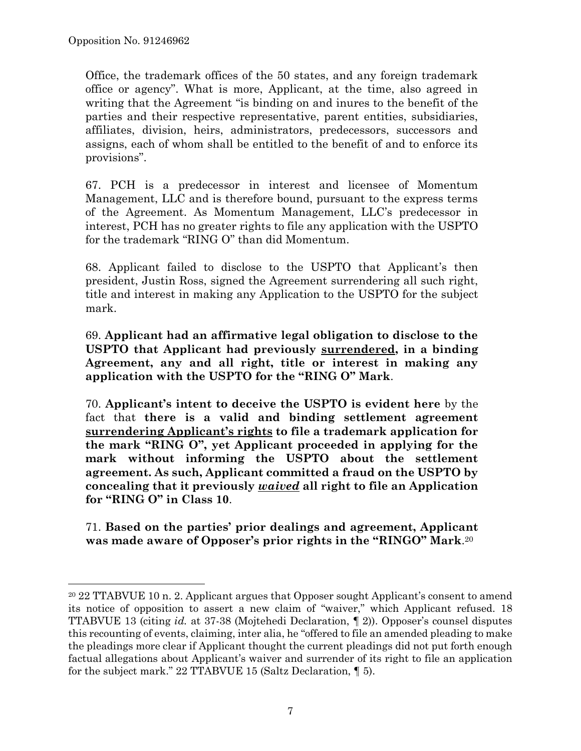Office, the trademark offices of the 50 states, and any foreign trademark office or agency". What is more, Applicant, at the time, also agreed in writing that the Agreement "is binding on and inures to the benefit of the parties and their respective representative, parent entities, subsidiaries, affiliates, division, heirs, administrators, predecessors, successors and assigns, each of whom shall be entitled to the benefit of and to enforce its provisions".

67. PCH is a predecessor in interest and licensee of Momentum Management, LLC and is therefore bound, pursuant to the express terms of the Agreement. As Momentum Management, LLC's predecessor in interest, PCH has no greater rights to file any application with the USPTO for the trademark "RING O" than did Momentum.

68. Applicant failed to disclose to the USPTO that Applicant's then president, Justin Ross, signed the Agreement surrendering all such right, title and interest in making any Application to the USPTO for the subject mark.

69. **Applicant had an affirmative legal obligation to disclose to the USPTO that Applicant had previously <u>surrendered</u>, in a binding Agreement, any and all right, title or interest in making any application with the USPTO for the "RING O" Mark**.

70. **Applicant's intent to deceive the USPTO is evident here** by the fact that **there is a valid and binding settlement agreement <u>surrendering Applicant's rights</u> to file a trademark application for the mark "RING O", yet Applicant proceeded in applying for the mark without informing the USPTO about the settlement agreement. As such, Applicant committed a fraud on the USPTO by concealing that it previously *<u>waived</u>* all right to file an Application for "RING O" in Class 10**.

71. **Applicant Based on the parties' prior dealings and agreement, Applicant was made aware of Opposer's prior rights in the "RINGO" Mark**.[20]

---

[20] 22 TTABVUE 10 n. 2. Applicant argues that Opposer sought Applicant's consent to amend its notice of opposition to assert a new claim of "waiver," which Applicant refused. 18 TTABVUE 13 (citing *id.* at 37-38 (Mojtehedi Declaration, ¶ 2)). Opposer's counsel disputes this recounting of events, claiming, inter alia, he "offered to file an amended pleading to make the pleadings more clear if Applicant thought the current pleadings did not put forth enough factual allegations about Applicant's waiver and surrender of its right to file an application for the subject mark." 22 TTABVUE 15 (Saltz Declaration, ¶ 5).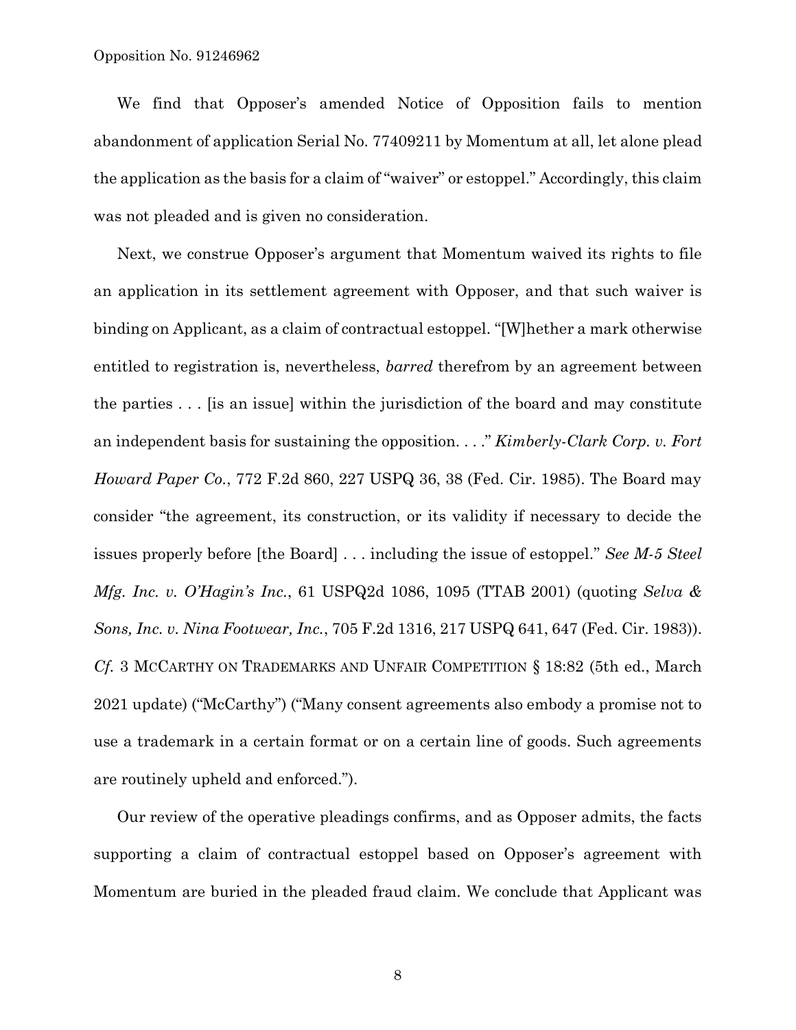We find that Opposer's amended Notice of Opposition fails to mention abandonment of application Serial No. 77409211 by Momentum at all, let alone plead the application as the basis for a claim of "waiver" or estoppel." Accordingly, this claim was not pleaded and is given no consideration.

Next, we construe Opposer's argument that Momentum waived its rights to file an application in its settlement agreement with Opposer, and that such waiver is binding on Applicant, as a claim of contractual estoppel. "[W]hether a mark otherwise entitled to registration is, nevertheless, *barred* therefrom by an agreement between the parties . . . [is an issue] within the jurisdiction of the board and may constitute an independent basis for sustaining the opposition. . . ." *Kimberly-Clark Corp. v. Fort Howard Paper Co.*, 772 F.2d 860, 227 USPQ 36, 38 (Fed. Cir. 1985). The Board may consider "the agreement, its construction, or its validity if necessary to decide the issues properly before [the Board] . . . including the issue of estoppel." *See M-5 Steel Mfg. Inc. v. O'Hagin's Inc.*, 61 USPQ2d 1086, 1095 (TTAB 2001) (quoting *Selva & Sons, Inc. v. Nina Footwear, Inc.*, 705 F.2d 1316, 217 USPQ 641, 647 (Fed. Cir. 1983)). *Cf.* 3 MCCARTHY ON TRADEMARKS AND UNFAIR COMPETITION § 18:82 (5th ed., March 2021 update) ("McCarthy") ("Many consent agreements also embody a promise not to use a trademark in a certain format or on a certain line of goods. Such agreements are routinely upheld and enforced.").

Our review of the operative pleadings confirms, and as Opposer admits, the facts supporting a claim of contractual estoppel based on Opposer's agreement with Momentum are buried in the pleaded fraud claim. We conclude that Applicant was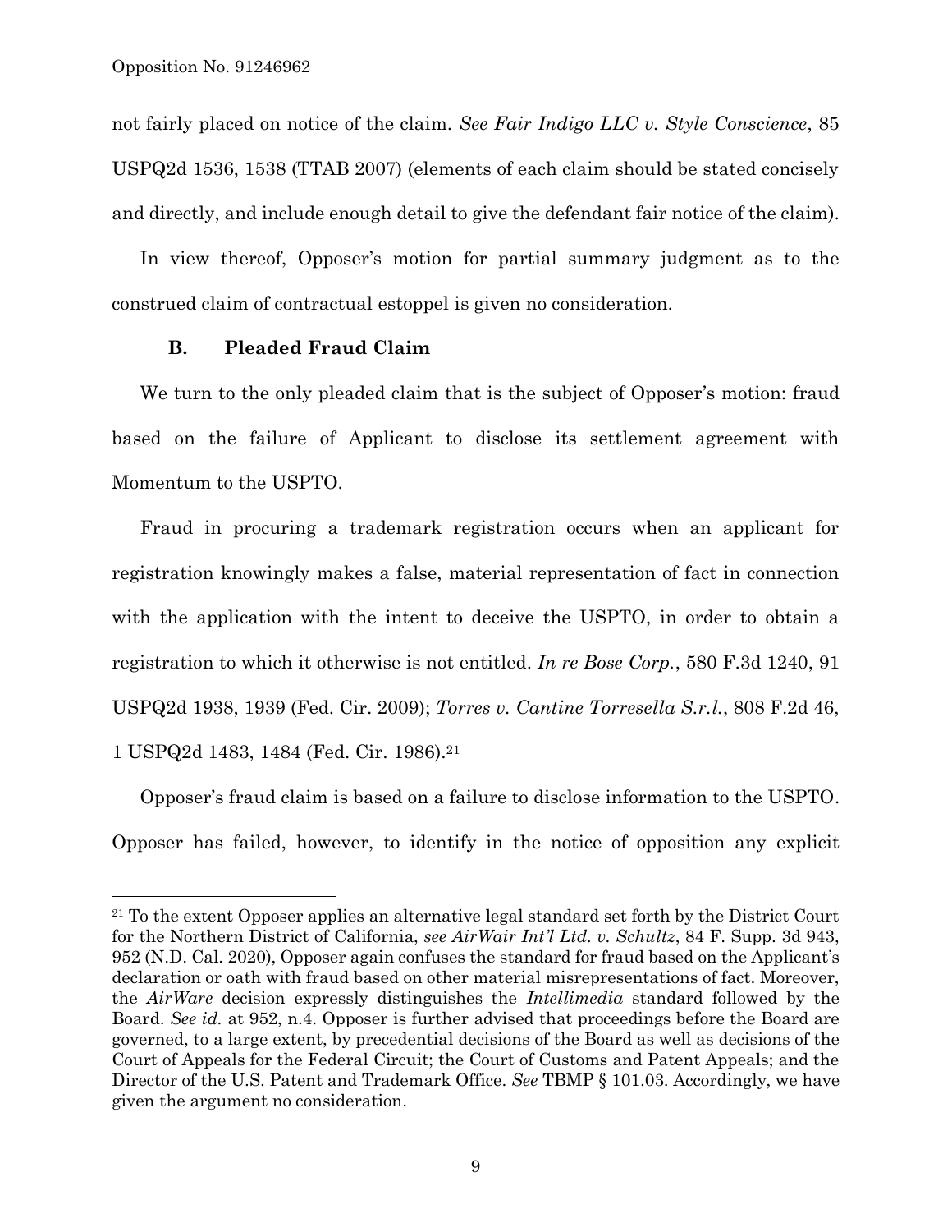not fairly placed on notice of the claim. *See Fair Indigo LLC v. Style Conscience*, 85 USPQ2d 1536, 1538 (TTAB 2007) (elements of each claim should be stated concisely and directly, and include enough detail to give the defendant fair notice of the claim).

In view thereof, Opposer's motion for partial summary judgment as to the construed claim of contractual estoppel is given no consideration.

### B. Pleaded Fraud Claim

We turn to the only pleaded claim that is the subject of Opposer's motion: fraud based on the failure of Applicant to disclose its settlement agreement with Momentum to the USPTO.

Fraud in procuring a trademark registration occurs when an applicant for registration knowingly makes a false, material representation of fact in connection with the application with the intent to deceive the USPTO, in order to obtain a registration to which it otherwise is not entitled. *In re Bose Corp.*, 580 F.3d 1240, 91 USPQ2d 1938, 1939 (Fed. Cir. 2009); *Torres v. Cantine Torresella S.r.l.*, 808 F.2d 46, 1 USPQ2d 1483, 1484 (Fed. Cir. 1986).[21]

Opposer's fraud claim is based on a failure to disclose information to the USPTO. Opposer has failed, however, to identify in the notice of opposition any explicit

[21] To the extent Opposer applies an alternative legal standard set forth by the District Court for the Northern District of California, *see AirWair Int'l Ltd. v. Schultz*, 84 F. Supp. 3d 943, 952 (N.D. Cal. 2020), Opposer again confuses the standard for fraud based on the Applicant's declaration or oath with fraud based on other material misrepresentations of fact. Moreover, the *AirWare* decision expressly distinguishes the *Intellimedia* standard followed by the Board. *See id.* at 952, n.4. Opposer is further advised that proceedings before the Board are governed, to a large extent, by precedential decisions of the Board as well as decisions of the Court of Appeals for the Federal Circuit; the Court of Customs and Patent Appeals; and the Director of the U.S. Patent and Trademark Office. *See* TBMP § 101.03. Accordingly, we have given the argument no consideration.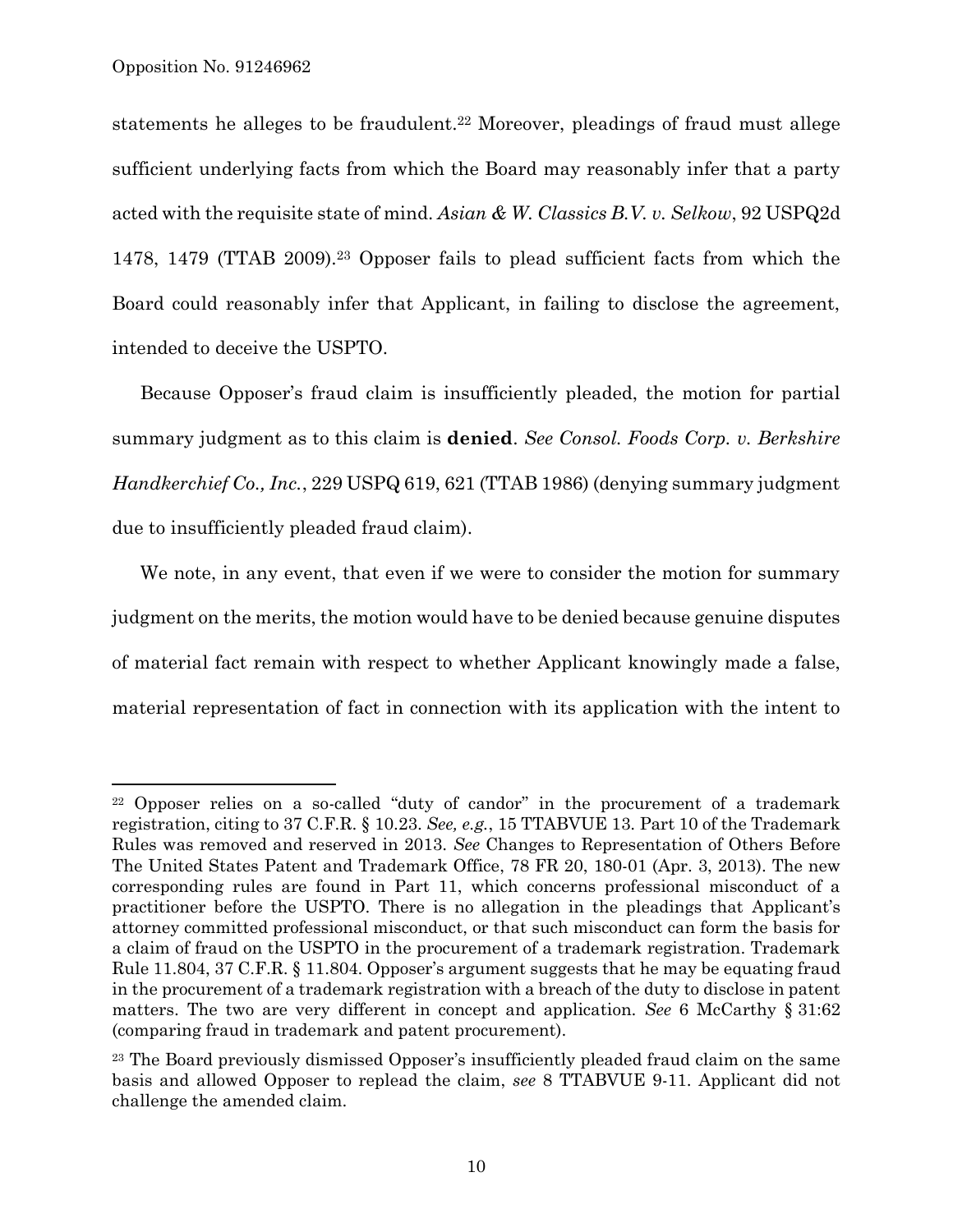statements he alleges to be fraudulent.[22] Moreover, pleadings of fraud must allege sufficient underlying facts from which the Board may reasonably infer that a party acted with the requisite state of mind. *Asian & W. Classics B.V. v. Selkow*, 92 USPQ2d 1478, 1479 (TTAB 2009).[23] Opposer fails to plead sufficient facts from which the Board could reasonably infer that Applicant, in failing to disclose the agreement, intended to deceive the USPTO.

Because Opposer's fraud claim is insufficiently pleaded, the motion for partial summary judgment as to this claim is **denied**. *See Consol. Foods Corp. v. Berkshire Handkerchief Co., Inc.*, 229 USPQ 619, 621 (TTAB 1986) (denying summary judgment due to insufficiently pleaded fraud claim).

We note, in any event, that even if we were to consider the motion for summary judgment on the merits, the motion would have to be denied because genuine disputes of material fact remain with respect to whether Applicant knowingly made a false, material representation of fact in connection with its application with the intent to

---

[22] Opposer relies on a so-called "duty of candor" in the procurement of a trademark registration, citing to 37 C.F.R. § 10.23. *See, e.g.*, 15 TTABVUE 13. Part 10 of the Trademark Rules was removed and reserved in 2013. *See* Changes to Representation of Others Before The United States Patent and Trademark Office, 78 FR 20, 180-01 (Apr. 3, 2013). The new corresponding rules are found in Part 11, which concerns professional misconduct of a practitioner before the USPTO. There is no allegation in the pleadings that Applicant's attorney committed professional misconduct, or that such misconduct can form the basis for a claim of fraud on the USPTO in the procurement of a trademark registration. Trademark Rule 11.804, 37 C.F.R. § 11.804. Opposer's argument suggests that he may be equating fraud in the procurement of a trademark registration with a breach of the duty to disclose in patent matters. The two are very different in concept and application. *See* 6 McCarthy § 31:62 (comparing fraud in trademark and patent procurement).

[23] The Board previously dismissed Opposer's insufficiently pleaded fraud claim on the same basis and allowed Opposer to replead the claim, *see* 8 TTABVUE 9-11. Applicant did not challenge the amended claim.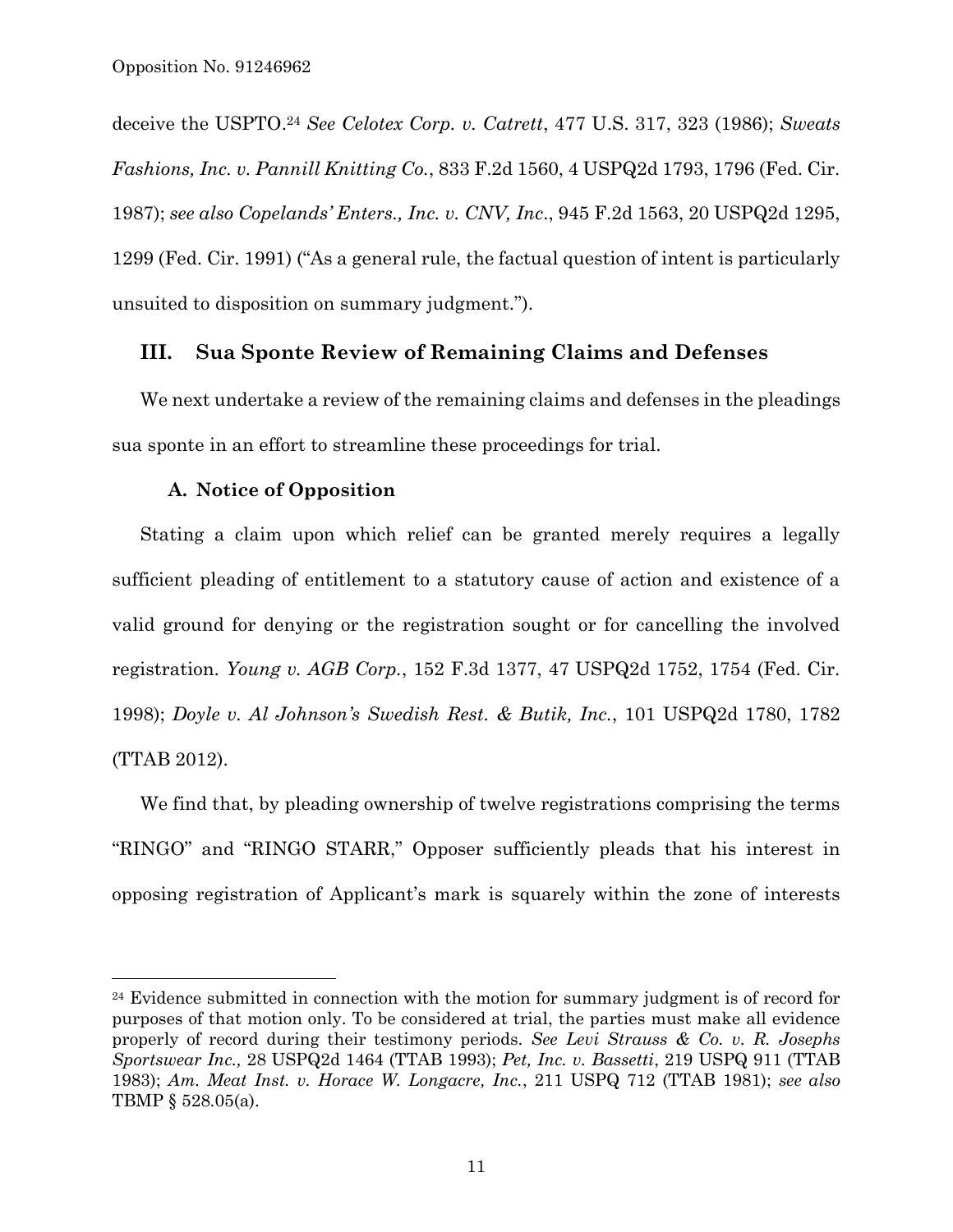deceive the USPTO.[24] *See Celotex Corp. v. Catrett*, 477 U.S. 317, 323 (1986); *Sweats Fashions, Inc. v. Pannill Knitting Co.*, 833 F.2d 1560, 4 USPQ2d 1793, 1796 (Fed. Cir. 1987); *see also Copelands' Enters., Inc. v. CNV, Inc.*, 945 F.2d 1563, 20 USPQ2d 1295, 1299 (Fed. Cir. 1991) ("As a general rule, the factual question of intent is particularly unsuited to disposition on summary judgment.").

## III. Sua Sponte Review of Remaining Claims and Defenses

We next undertake a review of the remaining claims and defenses in the pleadings sua sponte in an effort to streamline these proceedings for trial.

### A. Notice of Opposition

Stating a claim upon which relief can be granted merely requires a legally sufficient pleading of entitlement to a statutory cause of action and existence of a valid ground for denying or the registration sought or for cancelling the involved registration. *Young v. AGB Corp.*, 152 F.3d 1377, 47 USPQ2d 1752, 1754 (Fed. Cir. 1998); *Doyle v. Al Johnson's Swedish Rest. & Butik, Inc.*, 101 USPQ2d 1780, 1782 (TTAB 2012).

We find that, by pleading ownership of twelve registrations comprising the terms "RINGO" and "RINGO STARR," Opposer sufficiently pleads that his interest in opposing registration of Applicant's mark is squarely within the zone of interests

---

[24] Evidence submitted in connection with the motion for summary judgment is of record for purposes of that motion only. To be considered at trial, the parties must make all evidence properly of record during their testimony periods. *See Levi Strauss & Co. v. R. Josephs Sportswear Inc.,* 28 USPQ2d 1464 (TTAB 1993); *Pet, Inc. v. Bassetti*, 219 USPQ 911 (TTAB 1983); *Am. Meat Inst. v. Horace W. Longacre, Inc.*, 211 USPQ 712 (TTAB 1981); *see also* TBMP § 528.05(a).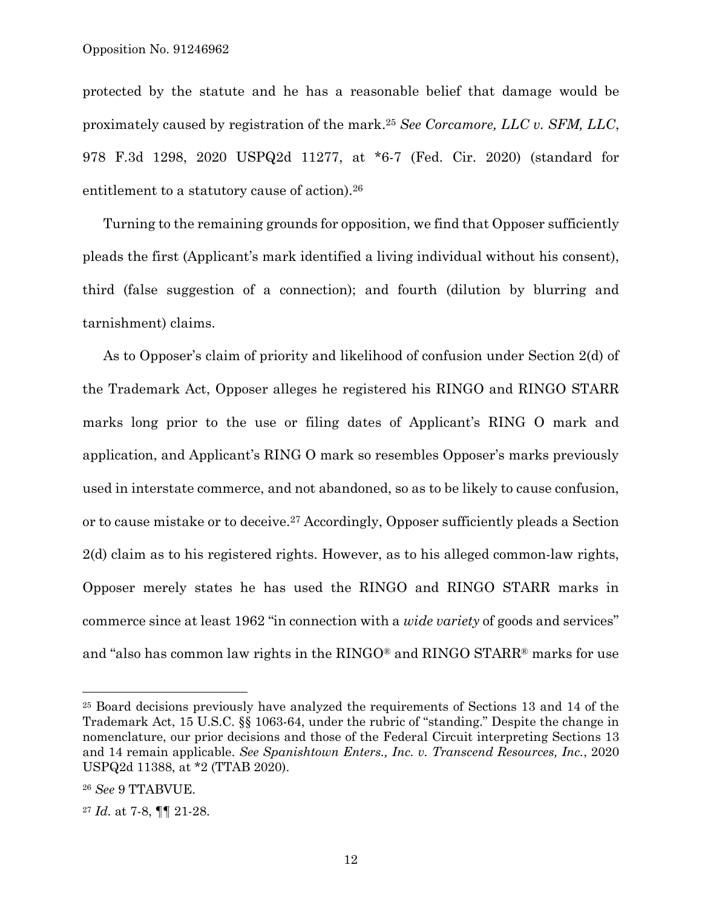protected by the statute and he has a reasonable belief that damage would be proximately caused by registration of the mark.[25] *See Corcamore, LLC v. SFM, LLC*, 978 F.3d 1298, 2020 USPQ2d 11277, at *6-7 (Fed. Cir. 2020) (standard for entitlement to a statutory cause of action).[26]

Turning to the remaining grounds for opposition, we find that Opposer sufficiently pleads the first (Applicant's mark identified a living individual without his consent), third (false suggestion of a connection); and fourth (dilution by blurring and tarnishment) claims.

As to Opposer's claim of priority and likelihood of confusion under Section 2(d) of the Trademark Act, Opposer alleges he registered his RINGO and RINGO STARR marks long prior to the use or filing dates of Applicant's RING O mark and application, and Applicant's RING O mark so resembles Opposer's marks previously used in interstate commerce, and not abandoned, so as to be likely to cause confusion, or to cause mistake or to deceive.[27] Accordingly, Opposer sufficiently pleads a Section 2(d) claim as to his registered rights. However, as to his alleged common-law rights, Opposer merely states he has used the RINGO and RINGO STARR marks in commerce since at least 1962 "in connection with a *wide variety* of goods and services" and "also has common law rights in the RINGO® and RINGO STARR® marks for use

---

[25] Board decisions previously have analyzed the requirements of Sections 13 and 14 of the Trademark Act, 15 U.S.C. §§ 1063-64, under the rubric of "standing." Despite the change in nomenclature, our prior decisions and those of the Federal Circuit interpreting Sections 13 and 14 remain applicable. *See Spanishtown Enters., Inc. v. Transcend Resources, Inc.*, 2020 USPQ2d 11388, at *2 (TTAB 2020).

[26] *See* 9 TTABVUE.

[27] *Id.* at 7-8, ¶¶ 21-28.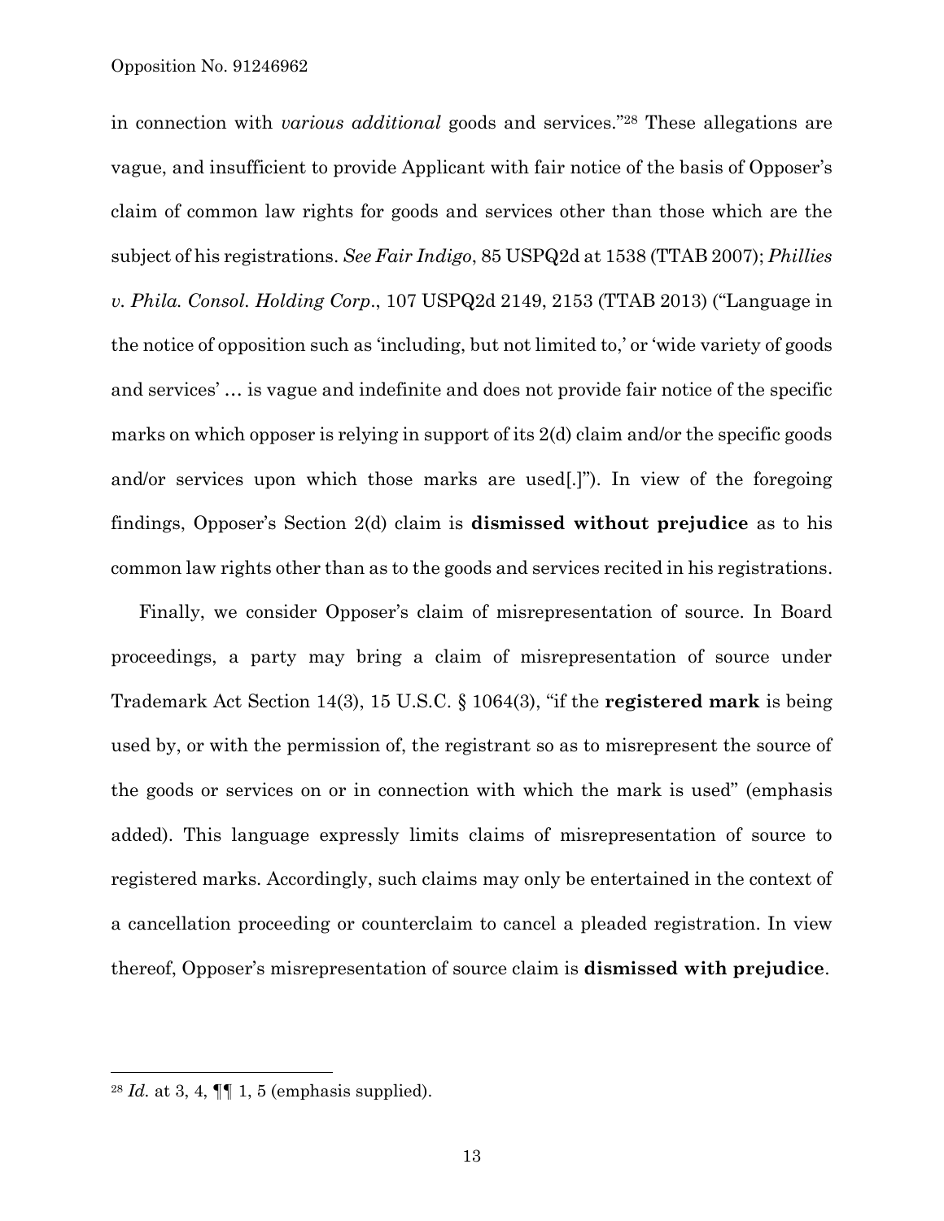in connection with *various additional* goods and services."[28] These allegations are vague, and insufficient to provide Applicant with fair notice of the basis of Opposer's claim of common law rights for goods and services other than those which are the subject of his registrations. *See Fair Indigo*, 85 USPQ2d at 1538 (TTAB 2007); *Phillies v. Phila. Consol. Holding Corp*., 107 USPQ2d 2149, 2153 (TTAB 2013) ("Language in the notice of opposition such as 'including, but not limited to,' or 'wide variety of goods and services' … is vague and indefinite and does not provide fair notice of the specific marks on which opposer is relying in support of its 2(d) claim and/or the specific goods and/or services upon which those marks are used[.]"). In view of the foregoing findings, Opposer's Section 2(d) claim is **dismissed without prejudice** as to his common law rights other than as to the goods and services recited in his registrations.

Finally, we consider Opposer's claim of misrepresentation of source. In Board proceedings, a party may bring a claim of misrepresentation of source under Trademark Act Section 14(3), 15 U.S.C. § 1064(3), "if the **registered mark** is being used by, or with the permission of, the registrant so as to misrepresent the source of the goods or services on or in connection with which the mark is used" (emphasis added). This language expressly limits claims of misrepresentation of source to registered marks. Accordingly, such claims may only be entertained in the context of a cancellation proceeding or counterclaim to cancel a pleaded registration. In view thereof, Opposer's misrepresentation of source claim is **dismissed with prejudice**.

[28] *Id.* at 3, 4, ¶¶ 1, 5 (emphasis supplied).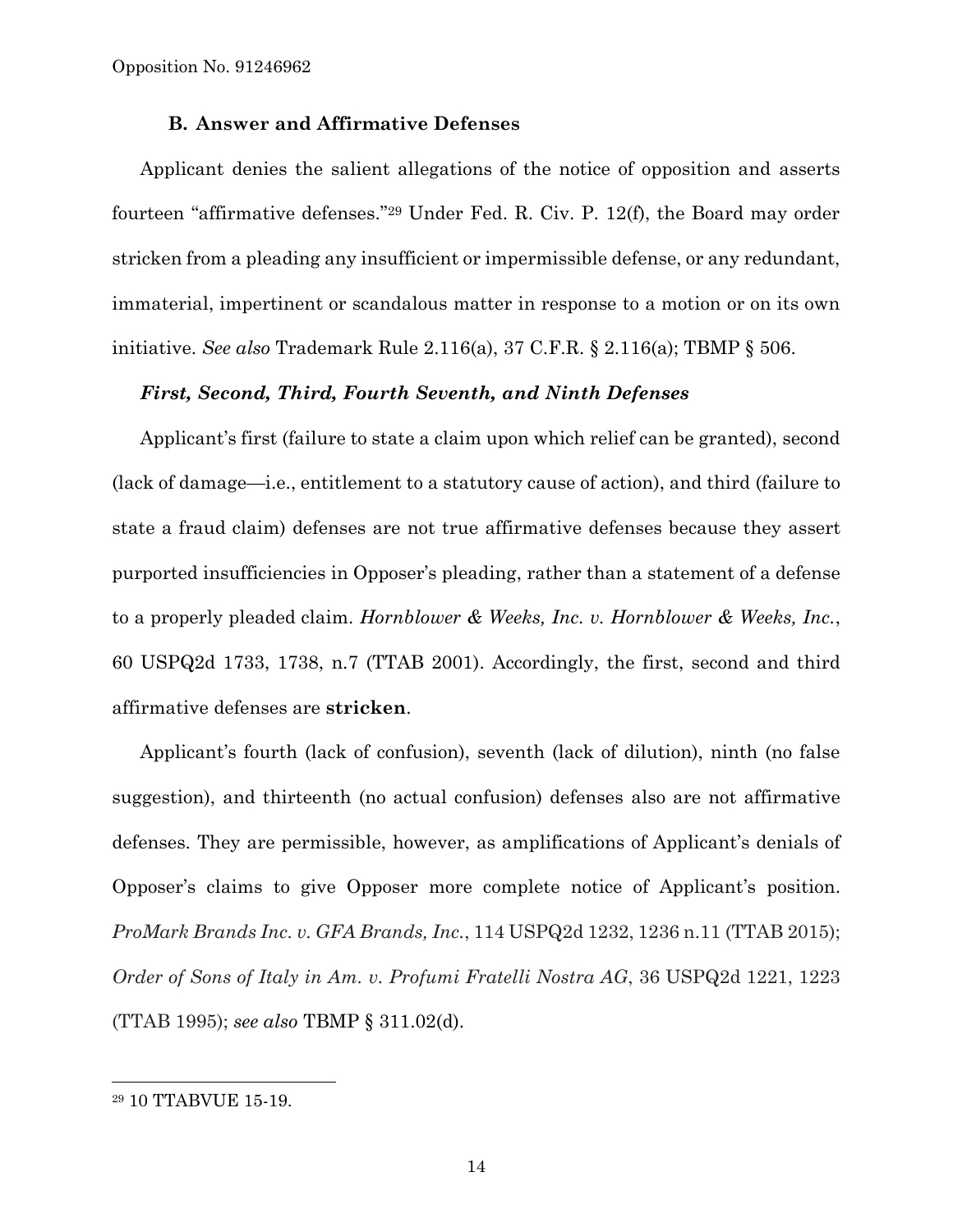### B. Answer and Affirmative Defenses

Applicant denies the salient allegations of the notice of opposition and asserts fourteen "affirmative defenses."[29] Under Fed. R. Civ. P. 12(f), the Board may order stricken from a pleading any insufficient or impermissible defense, or any redundant, immaterial, impertinent or scandalous matter in response to a motion or on its own initiative. *See also* Trademark Rule 2.116(a), 37 C.F.R. § 2.116(a); TBMP § 506.

***First, Second, Third, Fourth Seventh, and Ninth Defenses***

Applicant's first (failure to state a claim upon which relief can be granted), second (lack of damage—i.e., entitlement to a statutory cause of action), and third (failure to state a fraud claim) defenses are not true affirmative defenses because they assert purported insufficiencies in Opposer's pleading, rather than a statement of a defense to a properly pleaded claim. *Hornblower & Weeks, Inc. v. Hornblower & Weeks, Inc.*, 60 USPQ2d 1733, 1738, n.7 (TTAB 2001). Accordingly, the first, second and third affirmative defenses are **stricken**.

Applicant's fourth (lack of confusion), seventh (lack of dilution), ninth (no false suggestion), and thirteenth (no actual confusion) defenses also are not affirmative defenses. They are permissible, however, as amplifications of Applicant's denials of Opposer's claims to give Opposer more complete notice of Applicant's position. *ProMark Brands Inc. v. GFA Brands, Inc.*, 114 USPQ2d 1232, 1236 n.11 (TTAB 2015); *Order of Sons of Italy in Am. v. Profumi Fratelli Nostra AG*, 36 USPQ2d 1221, 1223 (TTAB 1995); *see also* TBMP § 311.02(d).

---

[29] 10 TTABVUE 15-19.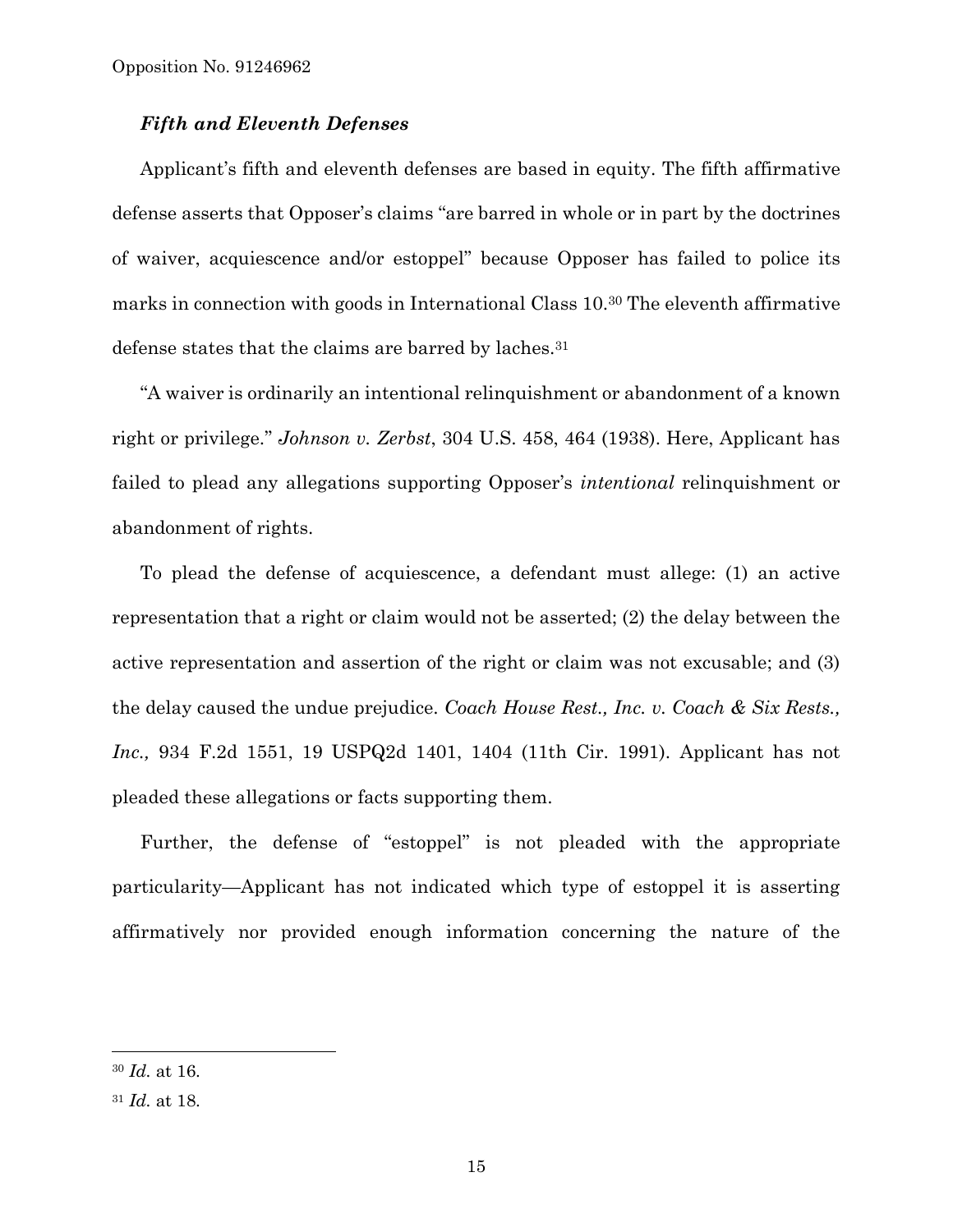### *Fifth and Eleventh Defenses*

Applicant's fifth and eleventh defenses are based in equity. The fifth affirmative defense asserts that Opposer's claims "are barred in whole or in part by the doctrines of waiver, acquiescence and/or estoppel" because Opposer has failed to police its marks in connection with goods in International Class 10.[30] The eleventh affirmative defense states that the claims are barred by laches.[31]

"A waiver is ordinarily an intentional relinquishment or abandonment of a known right or privilege." *Johnson v. Zerbst*, 304 U.S. 458, 464 (1938). Here, Applicant has failed to plead any allegations supporting Opposer's *intentional* relinquishment or abandonment of rights.

To plead the defense of acquiescence, a defendant must allege: (1) an active representation that a right or claim would not be asserted; (2) the delay between the active representation and assertion of the right or claim was not excusable; and (3) the delay caused the undue prejudice. *Coach House Rest., Inc. v. Coach & Six Rests., Inc.,* 934 F.2d 1551, 19 USPQ2d 1401, 1404 (11th Cir. 1991). Applicant has not pleaded these allegations or facts supporting them.

Further, the defense of "estoppel" is not pleaded with the appropriate particularity—Applicant has not indicated which type of estoppel it is asserting affirmatively nor provided enough information concerning the nature of the

---

[30] *Id.* at 16.

[31] *Id.* at 18.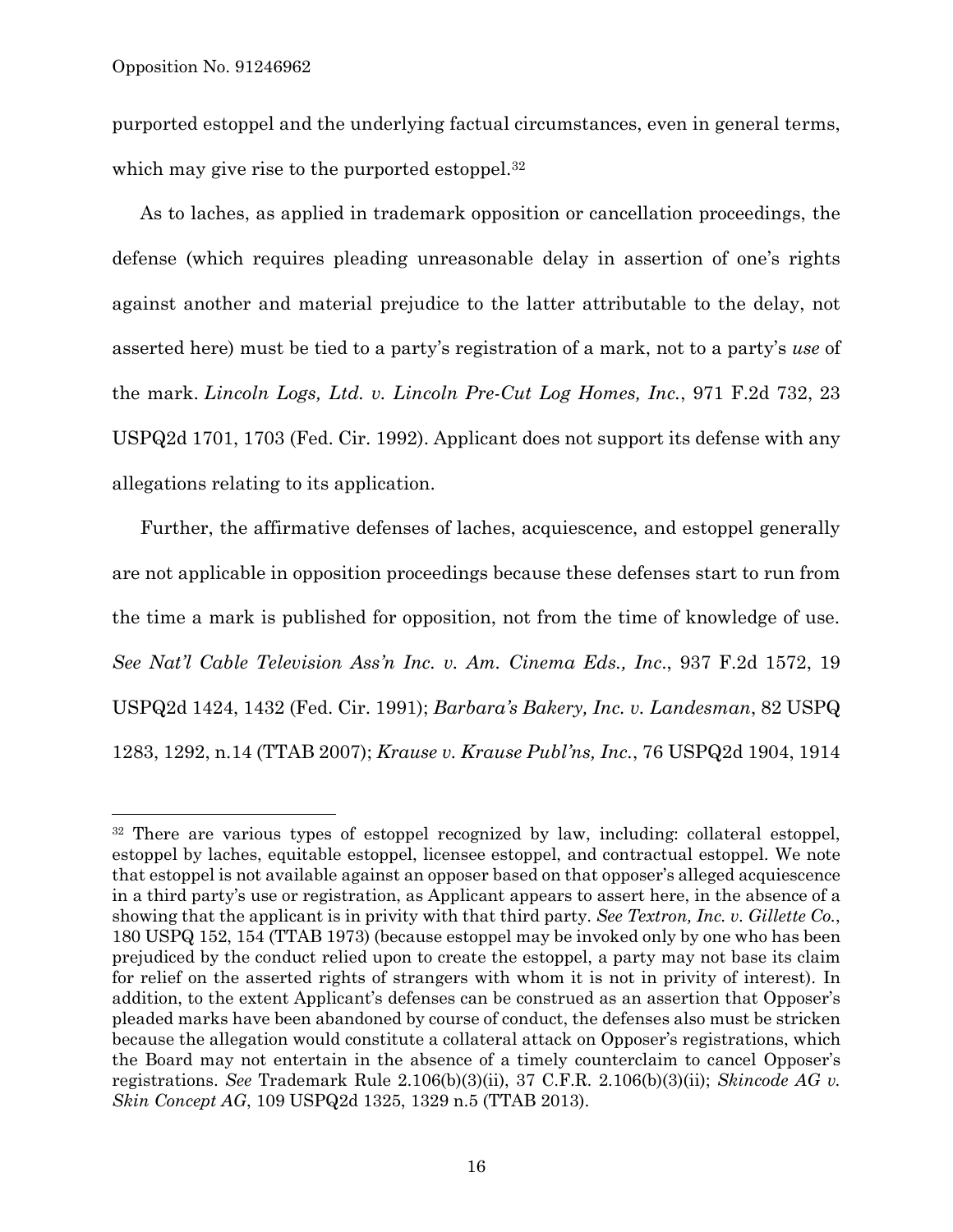purported estoppel and the underlying factual circumstances, even in general terms, which may give rise to the purported estoppel.[32]

As to laches, as applied in trademark opposition or cancellation proceedings, the defense (which requires pleading unreasonable delay in assertion of one's rights against another and material prejudice to the latter attributable to the delay, not asserted here) must be tied to a party's registration of a mark, not to a party's *use* of the mark. *Lincoln Logs, Ltd. v. Lincoln Pre-Cut Log Homes, Inc.*, 971 F.2d 732, 23 USPQ2d 1701, 1703 (Fed. Cir. 1992). Applicant does not support its defense with any allegations relating to its application.

Further, the affirmative defenses of laches, acquiescence, and estoppel generally are not applicable in opposition proceedings because these defenses start to run from the time a mark is published for opposition, not from the time of knowledge of use. *See Nat'l Cable Television Ass'n Inc. v. Am. Cinema Eds., Inc.*, 937 F.2d 1572, 19 USPQ2d 1424, 1432 (Fed. Cir. 1991); *Barbara's Bakery, Inc. v. Landesman*, 82 USPQ 1283, 1292, n.14 (TTAB 2007); *Krause v. Krause Publ'ns, Inc.*, 76 USPQ2d 1904, 1914

---

[32] There are various types of estoppel recognized by law, including: collateral estoppel, estoppel by laches, equitable estoppel, licensee estoppel, and contractual estoppel. We note that estoppel is not available against an opposer based on that opposer's alleged acquiescence in a third party's use or registration, as Applicant appears to assert here, in the absence of a showing that the applicant is in privity with that third party. *See Textron, Inc. v. Gillette Co.*, 180 USPQ 152, 154 (TTAB 1973) (because estoppel may be invoked only by one who has been prejudiced by the conduct relied upon to create the estoppel, a party may not base its claim for relief on the asserted rights of strangers with whom it is not in privity of interest). In addition, to the extent Applicant's defenses can be construed as an assertion that Opposer's pleaded marks have been abandoned by course of conduct, the defenses also must be stricken because the allegation would constitute a collateral attack on Opposer's registrations, which the Board may not entertain in the absence of a timely counterclaim to cancel Opposer's registrations. *See* Trademark Rule 2.106(b)(3)(ii), 37 C.F.R. 2.106(b)(3)(ii); *Skincode AG v. Skin Concept AG*, 109 USPQ2d 1325, 1329 n.5 (TTAB 2013).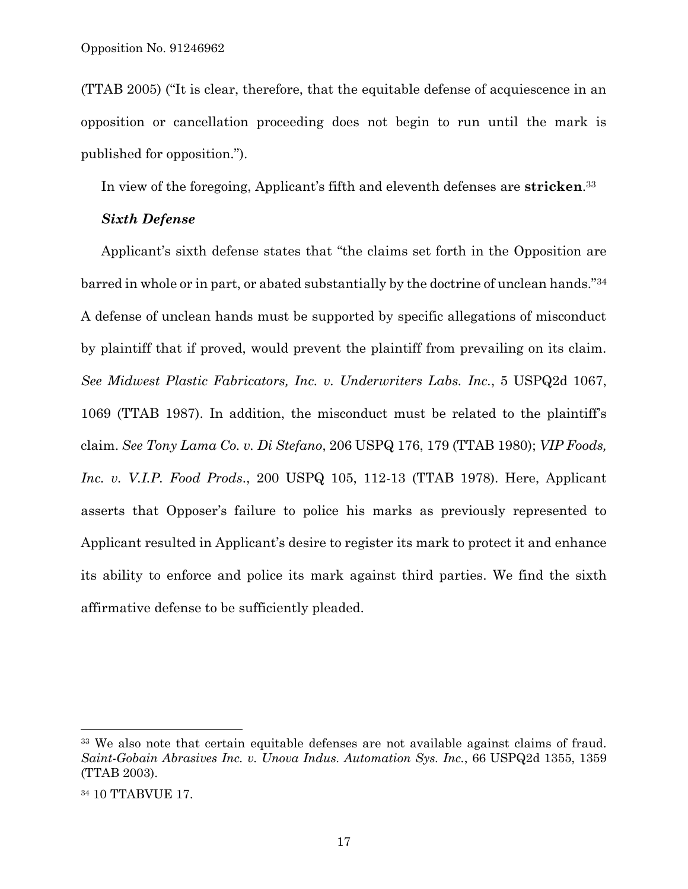(TTAB 2005) ("It is clear, therefore, that the equitable defense of acquiescence in an opposition or cancellation proceeding does not begin to run until the mark is published for opposition.").

In view of the foregoing, Applicant's fifth and eleventh defenses are **stricken**.[33]

***Sixth Defense***

Applicant's sixth defense states that "the claims set forth in the Opposition are barred in whole or in part, or abated substantially by the doctrine of unclean hands."[34] A defense of unclean hands must be supported by specific allegations of misconduct by plaintiff that if proved, would prevent the plaintiff from prevailing on its claim. *See Midwest Plastic Fabricators, Inc. v. Underwriters Labs. Inc.*, 5 USPQ2d 1067, 1069 (TTAB 1987). In addition, the misconduct must be related to the plaintiff's claim. *See Tony Lama Co. v. Di Stefano*, 206 USPQ 176, 179 (TTAB 1980); *VIP Foods, Inc. v. V.I.P. Food Prods.*, 200 USPQ 105, 112-13 (TTAB 1978). Here, Applicant asserts that Opposer's failure to police his marks as previously represented to Applicant resulted in Applicant's desire to register its mark to protect it and enhance its ability to enforce and police its mark against third parties. We find the sixth affirmative defense to be sufficiently pleaded.

---

[33] We also note that certain equitable defenses are not available against claims of fraud. *Saint-Gobain Abrasives Inc. v. Unova Indus. Automation Sys. Inc.*, 66 USPQ2d 1355, 1359 (TTAB 2003).

[34] 10 TTABVUE 17.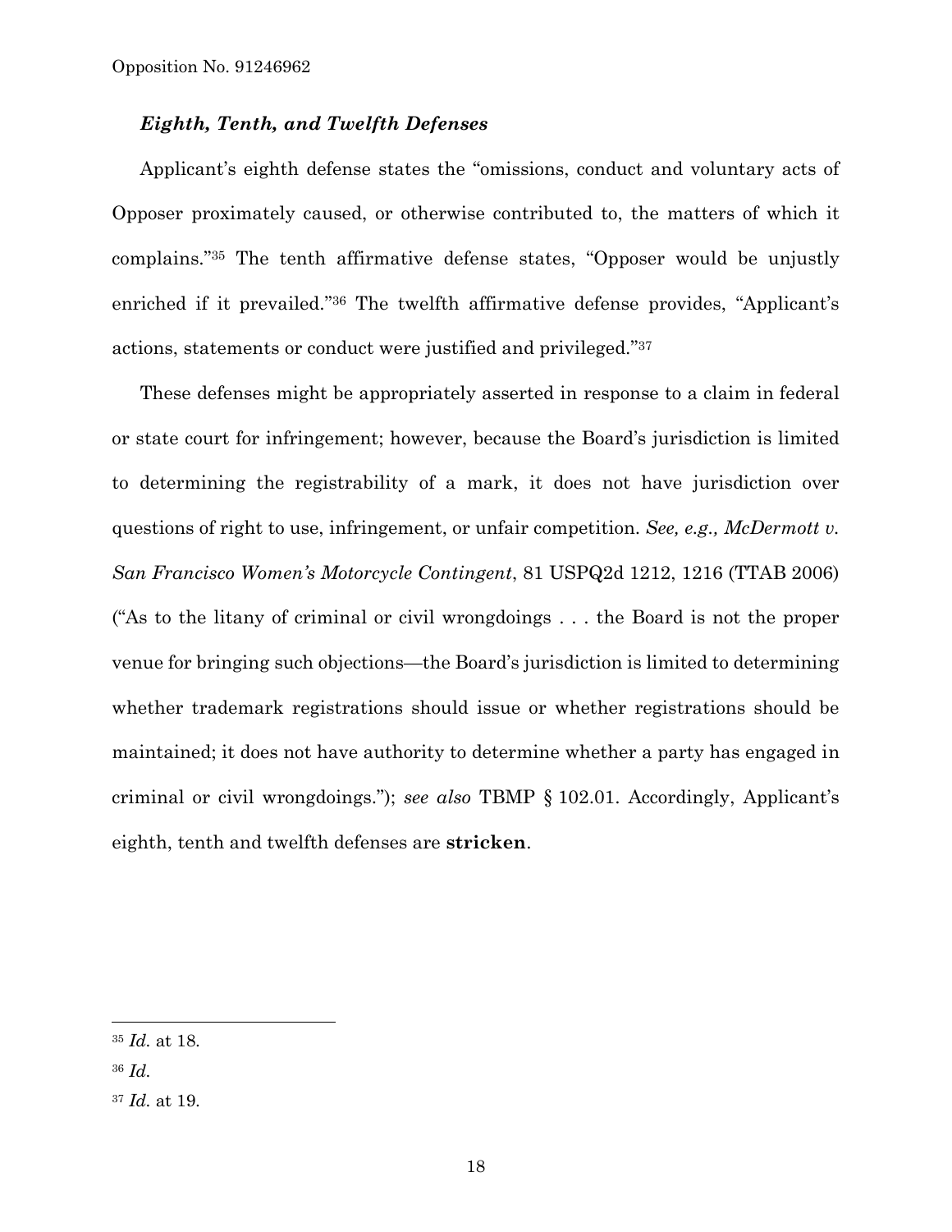***Eighth, Tenth, and Twelfth Defenses***

Applicant's eighth defense states the "omissions, conduct and voluntary acts of Opposer proximately caused, or otherwise contributed to, the matters of which it complains."[35] The tenth affirmative defense states, "Opposer would be unjustly enriched if it prevailed."[36] The twelfth affirmative defense provides, "Applicant's actions, statements or conduct were justified and privileged."[37]

These defenses might be appropriately asserted in response to a claim in federal or state court for infringement; however, because the Board's jurisdiction is limited to determining the registrability of a mark, it does not have jurisdiction over questions of right to use, infringement, or unfair competition. *See, e.g., McDermott v. San Francisco Women's Motorcycle Contingent*, 81 USPQ2d 1212, 1216 (TTAB 2006) ("As to the litany of criminal or civil wrongdoings . . . the Board is not the proper venue for bringing such objections—the Board's jurisdiction is limited to determining whether trademark registrations should issue or whether registrations should be maintained; it does not have authority to determine whether a party has engaged in criminal or civil wrongdoings."); *see also* TBMP § 102.01. Accordingly, Applicant's eighth, tenth and twelfth defenses are **stricken**.

---

[35] *Id.* at 18.

[36] *Id.*

[37] *Id.* at 19.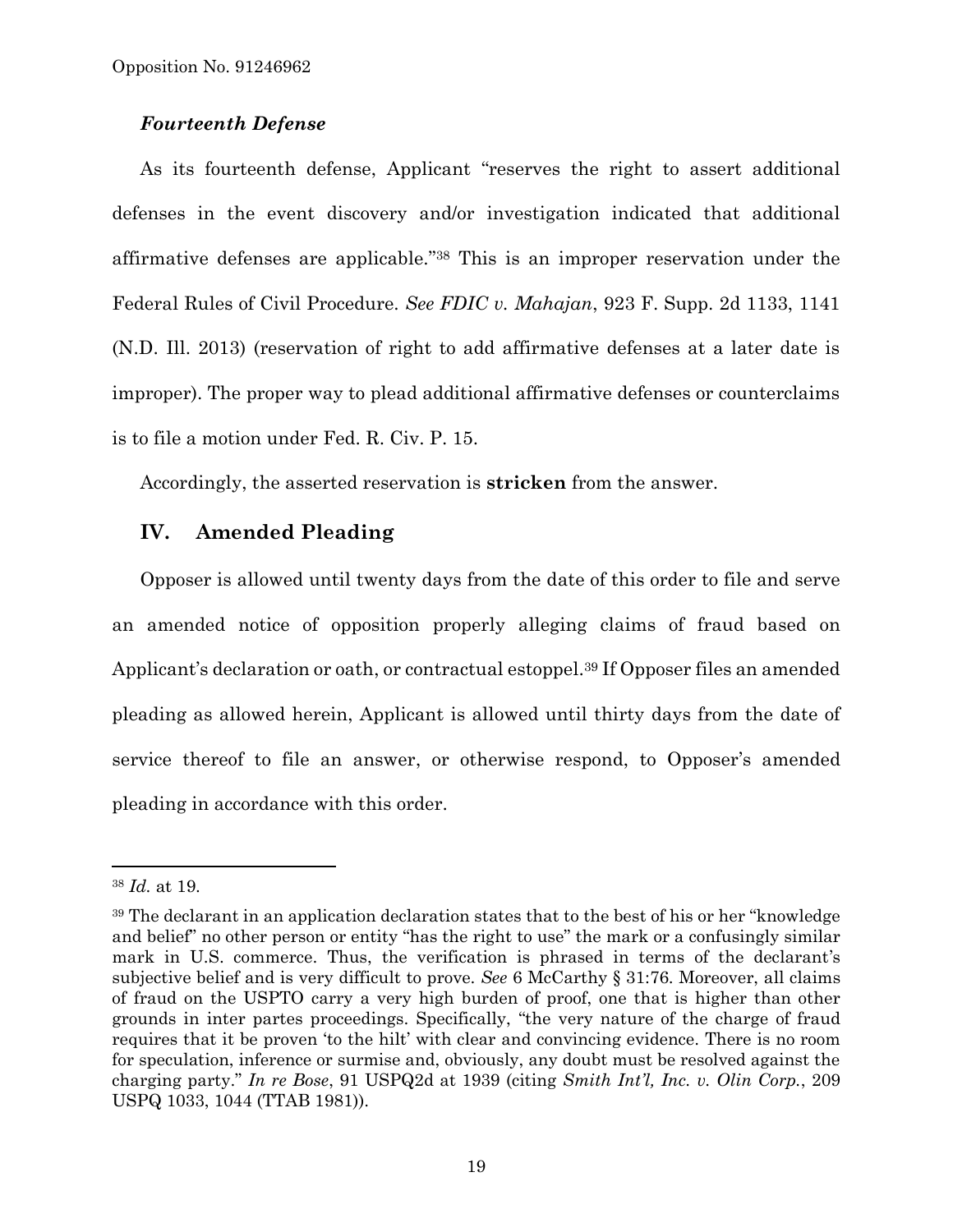### *Fourteenth Defense*

As its fourteenth defense, Applicant "reserves the right to assert additional defenses in the event discovery and/or investigation indicated that additional affirmative defenses are applicable."[38] This is an improper reservation under the Federal Rules of Civil Procedure. *See FDIC v. Mahajan*, 923 F. Supp. 2d 1133, 1141 (N.D. Ill. 2013) (reservation of right to add affirmative defenses at a later date is improper). The proper way to plead additional affirmative defenses or counterclaims is to file a motion under Fed. R. Civ. P. 15.

Accordingly, the asserted reservation is **stricken** from the answer.

## IV. Amended Pleading

Opposer is allowed until twenty days from the date of this order to file and serve an amended notice of opposition properly alleging claims of fraud based on Applicant's declaration or oath, or contractual estoppel.[39] If Opposer files an amended pleading as allowed herein, Applicant is allowed until thirty days from the date of service thereof to file an answer, or otherwise respond, to Opposer's amended pleading in accordance with this order.

---

[38] *Id.* at 19.

[39] The declarant in an application declaration states that to the best of his or her "knowledge and belief" no other person or entity "has the right to use" the mark or a confusingly similar mark in U.S. commerce. Thus, the verification is phrased in terms of the declarant's subjective belief and is very difficult to prove. *See* 6 McCarthy § 31:76. Moreover, all claims of fraud on the USPTO carry a very high burden of proof, one that is higher than other grounds in inter partes proceedings. Specifically, "the very nature of the charge of fraud requires that it be proven 'to the hilt' with clear and convincing evidence. There is no room for speculation, inference or surmise and, obviously, any doubt must be resolved against the charging party." *In re Bose*, 91 USPQ2d at 1939 (citing *Smith Int'l, Inc. v. Olin Corp.*, 209 USPQ 1033, 1044 (TTAB 1981)).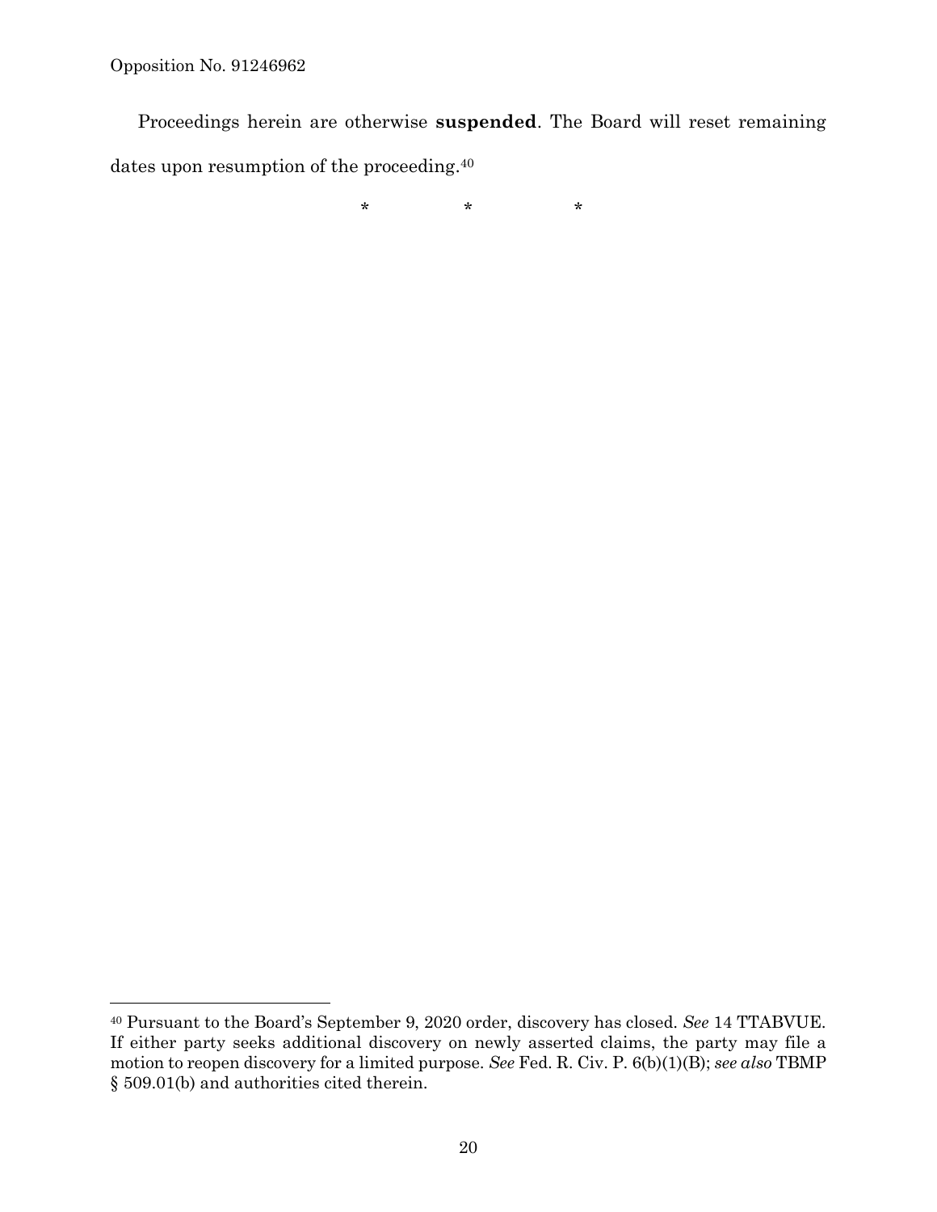Proceedings herein are otherwise **suspended**. The Board will reset remaining dates upon resumption of the proceeding.[40]

\*    \*    \*

[40] Pursuant to the Board's September 9, 2020 order, discovery has closed. *See* 14 TTABVUE. If either party seeks additional discovery on newly asserted claims, the party may file a motion to reopen discovery for a limited purpose. *See* Fed. R. Civ. P. 6(b)(1)(B); *see also* TBMP § 509.01(b) and authorities cited therein.